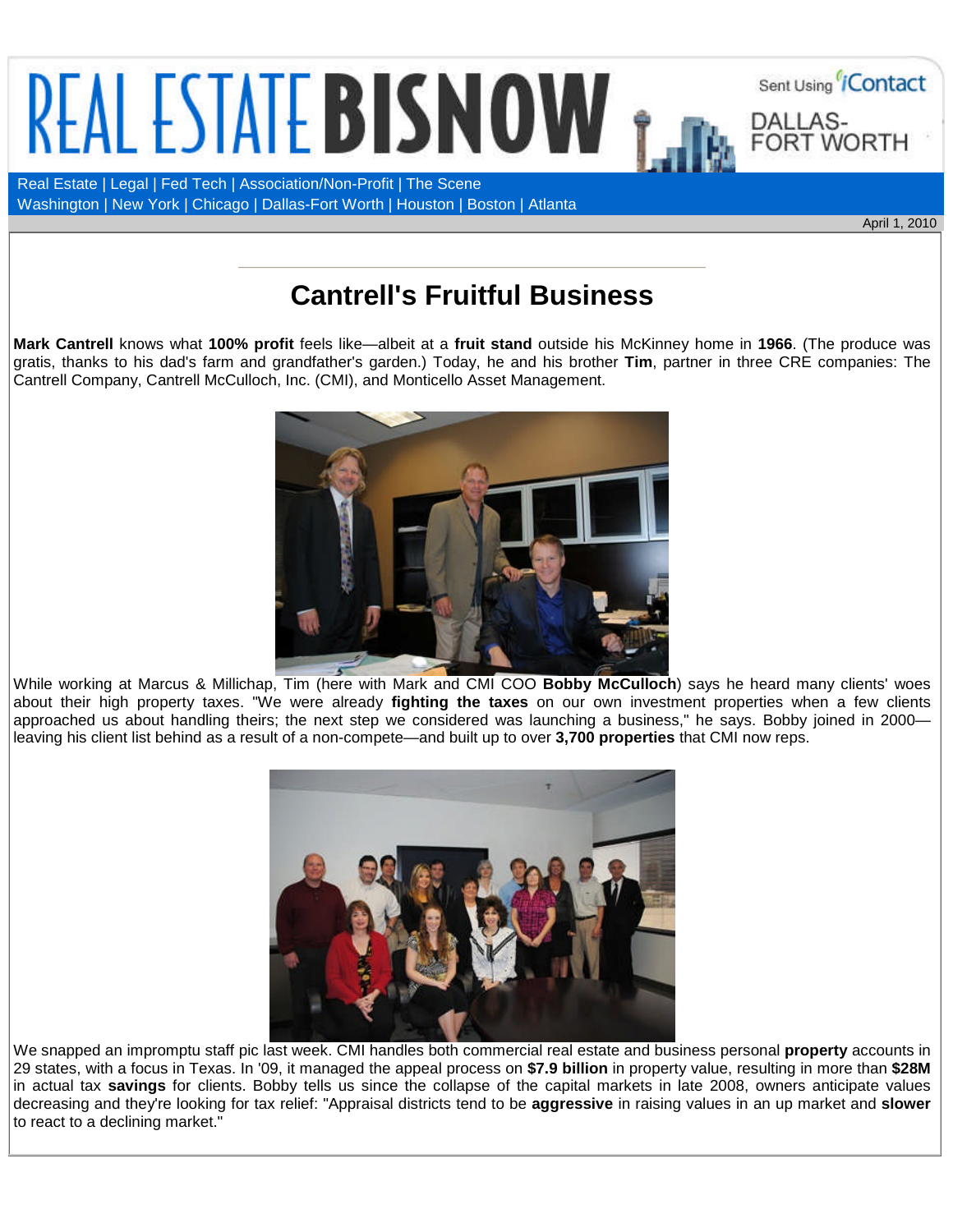REAL ESTATE BISNOW

Sent Using iContact

DALLAS-FORT WORTH

Real Estate | Legal | Fed Tech | Association/Non-Profit | The Scene
Washington | New York | Chicago | Dallas-Fort Worth | Houston | Boston | Atlanta

April 1, 2010

# Cantrell's Fruitful Business

**Mark Cantrell** knows what **100% profit** feels like—albeit at a **fruit stand** outside his McKinney home in **1966**. (The produce was gratis, thanks to his dad's farm and grandfather's garden.) Today, he and his brother **Tim**, partner in three CRE companies: The Cantrell Company, Cantrell McCulloch, Inc. (CMI), and Monticello Asset Management.

While working at Marcus & Millichap, Tim (here with Mark and CMI COO **Bobby McCulloch**) says he heard many clients' woes about their high property taxes. "We were already **fighting the taxes** on our own investment properties when a few clients approached us about handling theirs; the next step we considered was launching a business," he says. Bobby joined in 2000—leaving his client list behind as a result of a non-compete—and built up to over **3,700 properties** that CMI now reps.

We snapped an impromptu staff pic last week. CMI handles both commercial real estate and business personal **property** accounts in 29 states, with a focus in Texas. In '09, it managed the appeal process on **$7.9 billion** in property value, resulting in more than **$28M** in actual tax **savings** for clients. Bobby tells us since the collapse of the capital markets in late 2008, owners anticipate values decreasing and they're looking for tax relief: "Appraisal districts tend to be **aggressive** in raising values in an up market and **slower** to react to a declining market."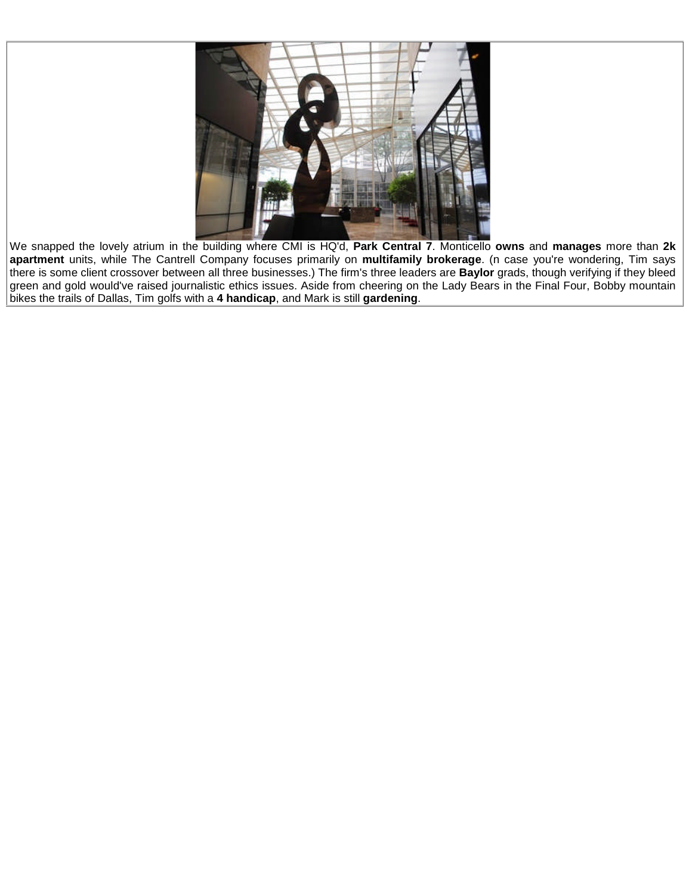We snapped the lovely atrium in the building where CMI is HQ'd, **Park Central 7**. Monticello **owns** and **manages** more than **2k apartment** units, while The Cantrell Company focuses primarily on **multifamily brokerage**. (n case you're wondering, Tim says there is some client crossover between all three businesses.) The firm's three leaders are **Baylor** grads, though verifying if they bleed green and gold would've raised journalistic ethics issues. Aside from cheering on the Lady Bears in the Final Four, Bobby mountain bikes the trails of Dallas, Tim golfs with a **4 handicap**, and Mark is still **gardening**.